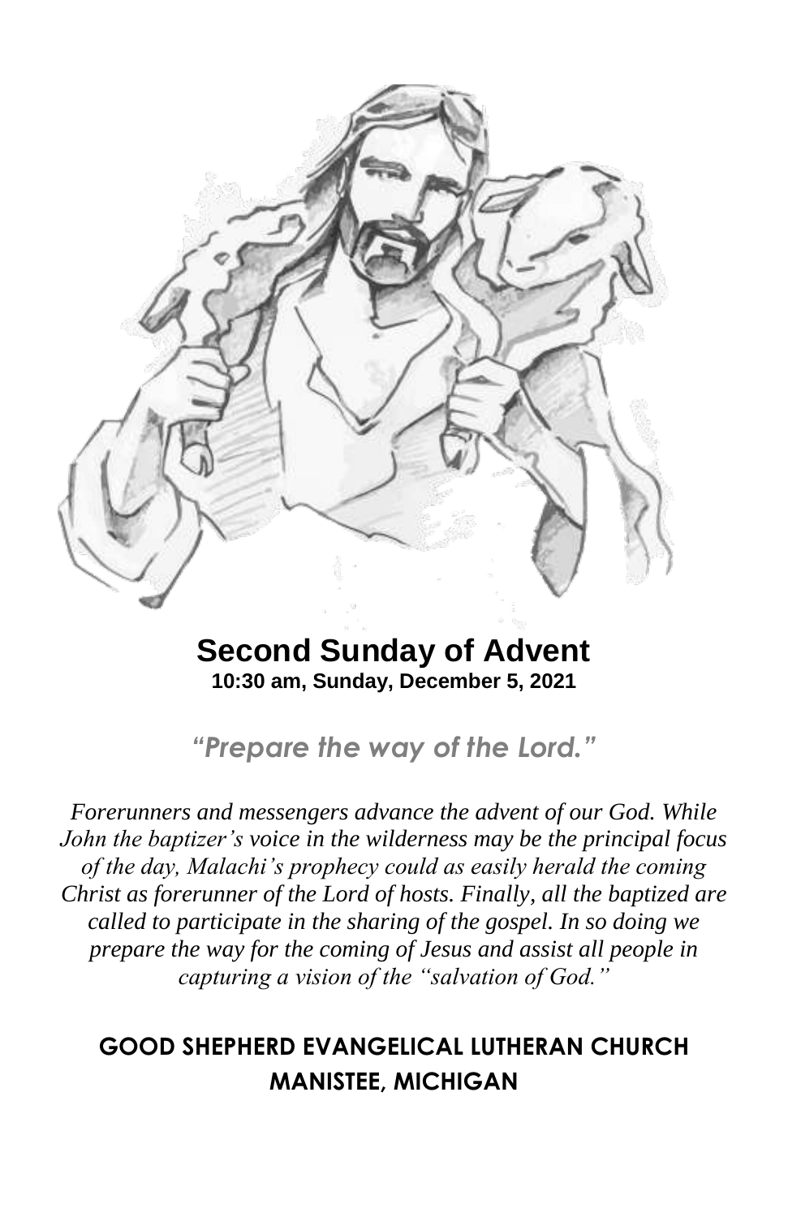# Second Sunday of Advent

**10:30 am, Sunday, December 5, 2021**

## *"Prepare the way of the Lord."*

*Forerunners and messengers advance the advent of our God. While John the baptizer's voice in the wilderness may be the principal focus of the day, Malachi's prophecy could as easily herald the coming Christ as forerunner of the Lord of hosts. Finally, all the baptized are called to participate in the sharing of the gospel. In so doing we prepare the way for the coming of Jesus and assist all people in capturing a vision of the "salvation of God."*

**GOOD SHEPHERD EVANGELICAL LUTHERAN CHURCH**
**MANISTEE, MICHIGAN**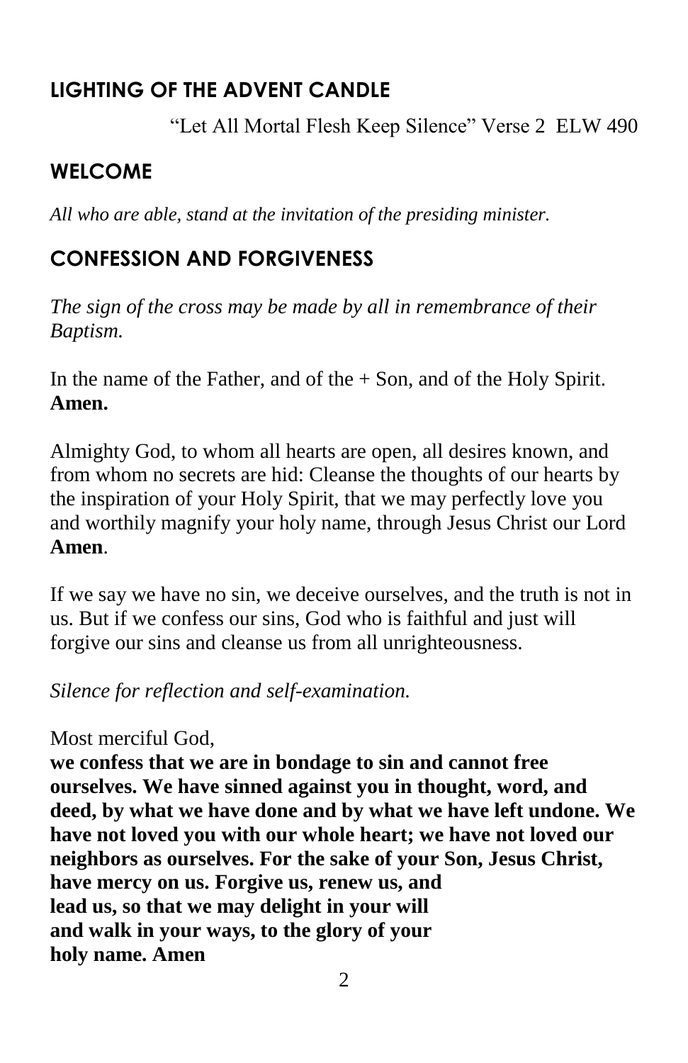## LIGHTING OF THE ADVENT CANDLE

"Let All Mortal Flesh Keep Silence" Verse 2 ELW 490

## WELCOME

*All who are able, stand at the invitation of the presiding minister.*

## CONFESSION AND FORGIVENESS

*The sign of the cross may be made by all in remembrance of their Baptism.*

In the name of the Father, and of the + Son, and of the Holy Spirit. **Amen.**

Almighty God, to whom all hearts are open, all desires known, and from whom no secrets are hid: Cleanse the thoughts of our hearts by the inspiration of your Holy Spirit, that we may perfectly love you and worthily magnify your holy name, through Jesus Christ our Lord **Amen**.

If we say we have no sin, we deceive ourselves, and the truth is not in us. But if we confess our sins, God who is faithful and just will forgive our sins and cleanse us from all unrighteousness.

*Silence for reflection and self-examination.*

Most merciful God,
**we confess that we are in bondage to sin and cannot free ourselves. We have sinned against you in thought, word, and deed, by what we have done and by what we have left undone. We have not loved you with our whole heart; we have not loved our neighbors as ourselves. For the sake of your Son, Jesus Christ, have mercy on us. Forgive us, renew us, and lead us, so that we may delight in your will and walk in your ways, to the glory of your holy name. Amen**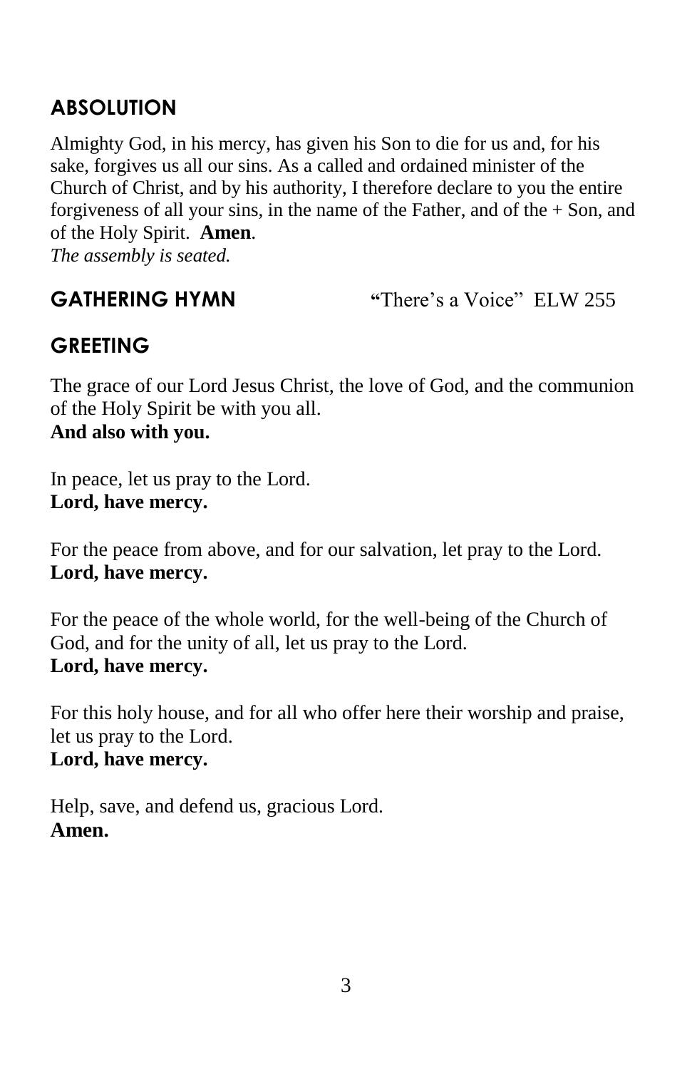## ABSOLUTION

Almighty God, in his mercy, has given his Son to die for us and, for his sake, forgives us all our sins. As a called and ordained minister of the Church of Christ, and by his authority, I therefore declare to you the entire forgiveness of all your sins, in the name of the Father, and of the + Son, and of the Holy Spirit. **Amen**.
*The assembly is seated.*

## GATHERING HYMN "There's a Voice" ELW 255

## GREETING

The grace of our Lord Jesus Christ, the love of God, and the communion of the Holy Spirit be with you all.
**And also with you.**

In peace, let us pray to the Lord.
**Lord, have mercy.**

For the peace from above, and for our salvation, let pray to the Lord.
**Lord, have mercy.**

For the peace of the whole world, for the well-being of the Church of God, and for the unity of all, let us pray to the Lord.
**Lord, have mercy.**

For this holy house, and for all who offer here their worship and praise, let us pray to the Lord.
**Lord, have mercy.**

Help, save, and defend us, gracious Lord.
**Amen.**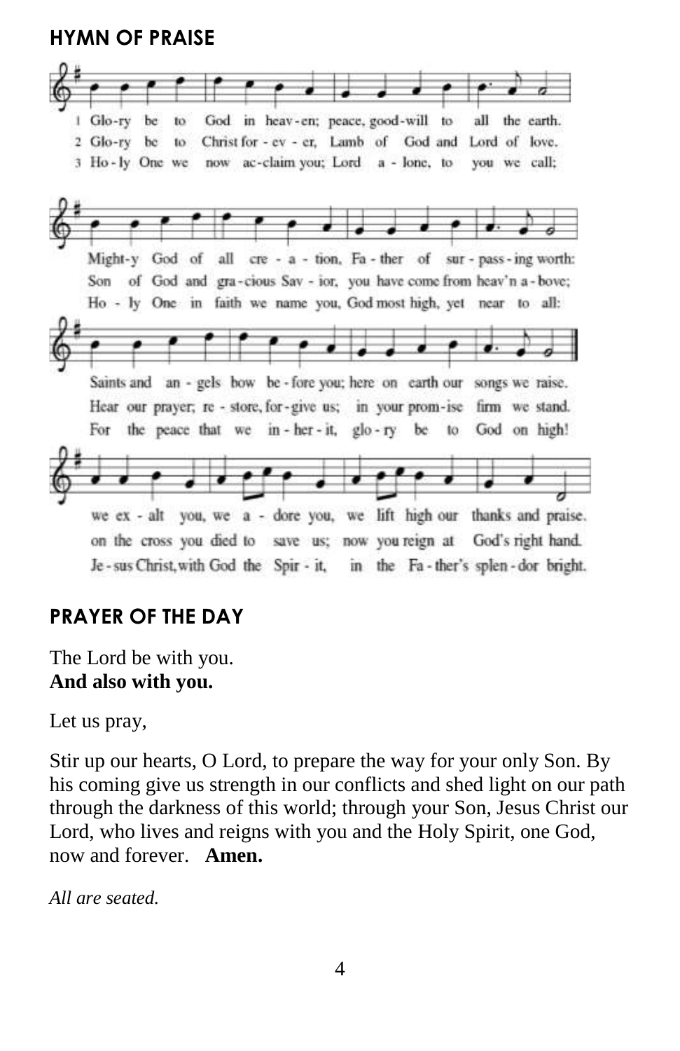## HYMN OF PRAISE

1 Glo-ry be to God in heav-en; peace, good-will to all the earth.
Might-y God of all cre - a - tion, Fa - ther of sur - pass - ing worth:
Saints and an - gels bow be - fore you; here on earth our songs we raise.
we ex - alt you, we a - dore you, we lift high our thanks and praise.

2 Glo-ry be to Christ for - ev - er, Lamb of God and Lord of love.
Son of God and gra-cious Sav - ior, you have come from heav'n a - bove;
Hear our prayer; re - store, for - give us; in your prom-ise firm we stand.
on the cross you died to save us; now you reign at God's right hand.

3 Ho - ly One we now ac-claim you; Lord a - lone, to you we call;
Ho - ly One in faith we name you, God most high, yet near to all:
For the peace that we in - her - it, glo - ry be to God on high!
Je - sus Christ, with God the Spir - it, in the Fa - ther's splen - dor bright.

## PRAYER OF THE DAY

The Lord be with you.
**And also with you.**

Let us pray,

Stir up our hearts, O Lord, to prepare the way for your only Son. By his coming give us strength in our conflicts and shed light on our path through the darkness of this world; through your Son, Jesus Christ our Lord, who lives and reigns with you and the Holy Spirit, one God, now and forever. **Amen.**

*All are seated.*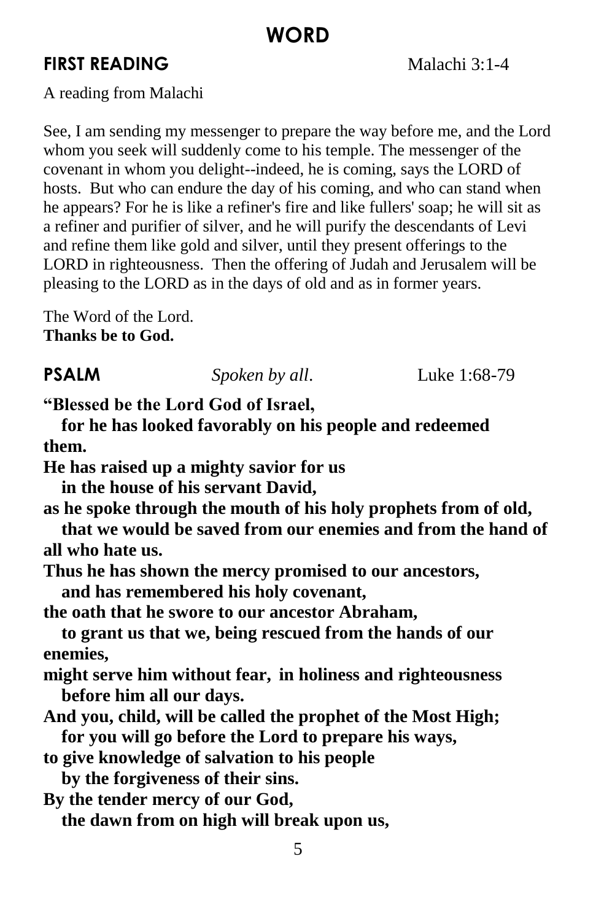# WORD

**FIRST READING** Malachi 3:1-4

A reading from Malachi

See, I am sending my messenger to prepare the way before me, and the Lord whom you seek will suddenly come to his temple. The messenger of the covenant in whom you delight--indeed, he is coming, says the LORD of hosts. But who can endure the day of his coming, and who can stand when he appears? For he is like a refiner's fire and like fullers' soap; he will sit as a refiner and purifier of silver, and he will purify the descendants of Levi and refine them like gold and silver, until they present offerings to the LORD in righteousness. Then the offering of Judah and Jerusalem will be pleasing to the LORD as in the days of old and as in former years.

The Word of the Lord.
**Thanks be to God.**

**PSALM** *Spoken by all.* Luke 1:68-79

**"Blessed be the Lord God of Israel,**
**for he has looked favorably on his people and redeemed them.**
**He has raised up a mighty savior for us**
**in the house of his servant David,**
**as he spoke through the mouth of his holy prophets from of old,**
**that we would be saved from our enemies and from the hand of all who hate us.**
**Thus he has shown the mercy promised to our ancestors,**
**and has remembered his holy covenant,**
**the oath that he swore to our ancestor Abraham,**
**to grant us that we, being rescued from the hands of our enemies,**
**might serve him without fear, in holiness and righteousness**
**before him all our days.**
**And you, child, will be called the prophet of the Most High;**
**for you will go before the Lord to prepare his ways,**
**to give knowledge of salvation to his people**
**by the forgiveness of their sins.**
**By the tender mercy of our God,**
**the dawn from on high will break upon us,**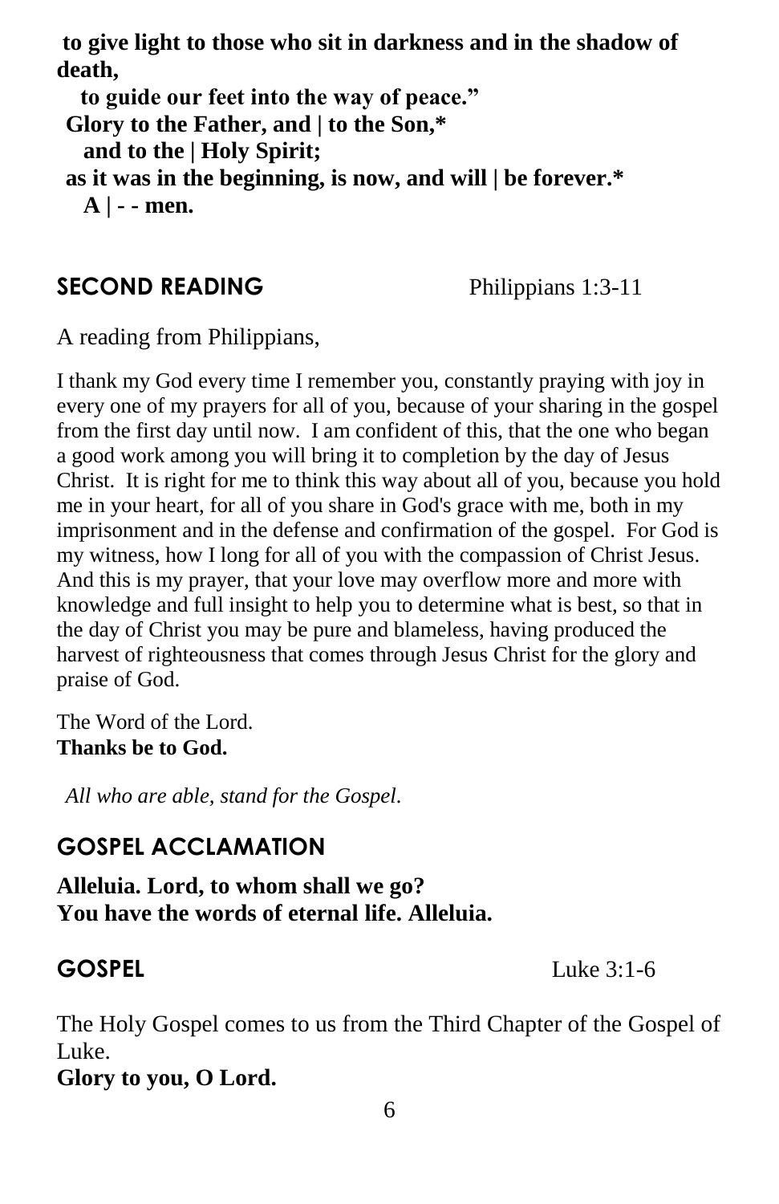**to give light to those who sit in darkness and in the shadow of death,**
**to guide our feet into the way of peace."**
**Glory to the Father, and | to the Son,***
**and to the | Holy Spirit;**
**as it was in the beginning, is now, and will | be forever.***
**A | - - men.**

## SECOND READING — Philippians 1:3-11

A reading from Philippians,

I thank my God every time I remember you, constantly praying with joy in every one of my prayers for all of you, because of your sharing in the gospel from the first day until now. I am confident of this, that the one who began a good work among you will bring it to completion by the day of Jesus Christ. It is right for me to think this way about all of you, because you hold me in your heart, for all of you share in God's grace with me, both in my imprisonment and in the defense and confirmation of the gospel. For God is my witness, how I long for all of you with the compassion of Christ Jesus. And this is my prayer, that your love may overflow more and more with knowledge and full insight to help you to determine what is best, so that in the day of Christ you may be pure and blameless, having produced the harvest of righteousness that comes through Jesus Christ for the glory and praise of God.

The Word of the Lord.
**Thanks be to God.**

*All who are able, stand for the Gospel.*

## GOSPEL ACCLAMATION

**Alleluia. Lord, to whom shall we go?**
**You have the words of eternal life. Alleluia.**

## GOSPEL — Luke 3:1-6

The Holy Gospel comes to us from the Third Chapter of the Gospel of Luke.
**Glory to you, O Lord.**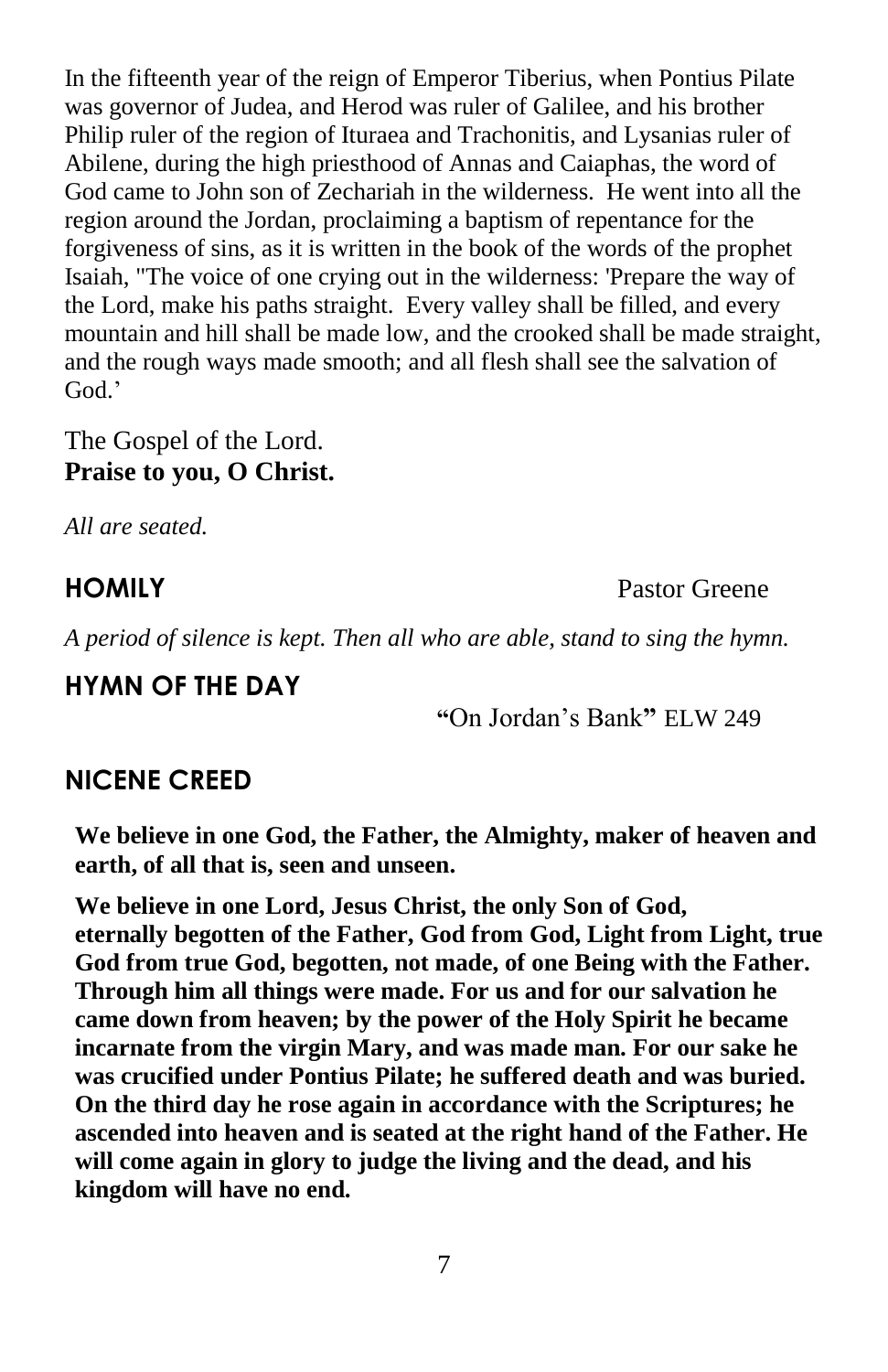In the fifteenth year of the reign of Emperor Tiberius, when Pontius Pilate was governor of Judea, and Herod was ruler of Galilee, and his brother Philip ruler of the region of Ituraea and Trachonitis, and Lysanias ruler of Abilene, during the high priesthood of Annas and Caiaphas, the word of God came to John son of Zechariah in the wilderness. He went into all the region around the Jordan, proclaiming a baptism of repentance for the forgiveness of sins, as it is written in the book of the words of the prophet Isaiah, "The voice of one crying out in the wilderness: 'Prepare the way of the Lord, make his paths straight. Every valley shall be filled, and every mountain and hill shall be made low, and the crooked shall be made straight, and the rough ways made smooth; and all flesh shall see the salvation of God.'

The Gospel of the Lord.
**Praise to you, O Christ.**

*All are seated.*

## HOMILY

Pastor Greene

*A period of silence is kept. Then all who are able, stand to sing the hymn.*

## HYMN OF THE DAY

"On Jordan's Bank" ELW 249

## NICENE CREED

**We believe in one God, the Father, the Almighty, maker of heaven and earth, of all that is, seen and unseen.**

**We believe in one Lord, Jesus Christ, the only Son of God, eternally begotten of the Father, God from God, Light from Light, true God from true God, begotten, not made, of one Being with the Father. Through him all things were made. For us and for our salvation he came down from heaven; by the power of the Holy Spirit he became incarnate from the virgin Mary, and was made man. For our sake he was crucified under Pontius Pilate; he suffered death and was buried. On the third day he rose again in accordance with the Scriptures; he ascended into heaven and is seated at the right hand of the Father. He will come again in glory to judge the living and the dead, and his kingdom will have no end.**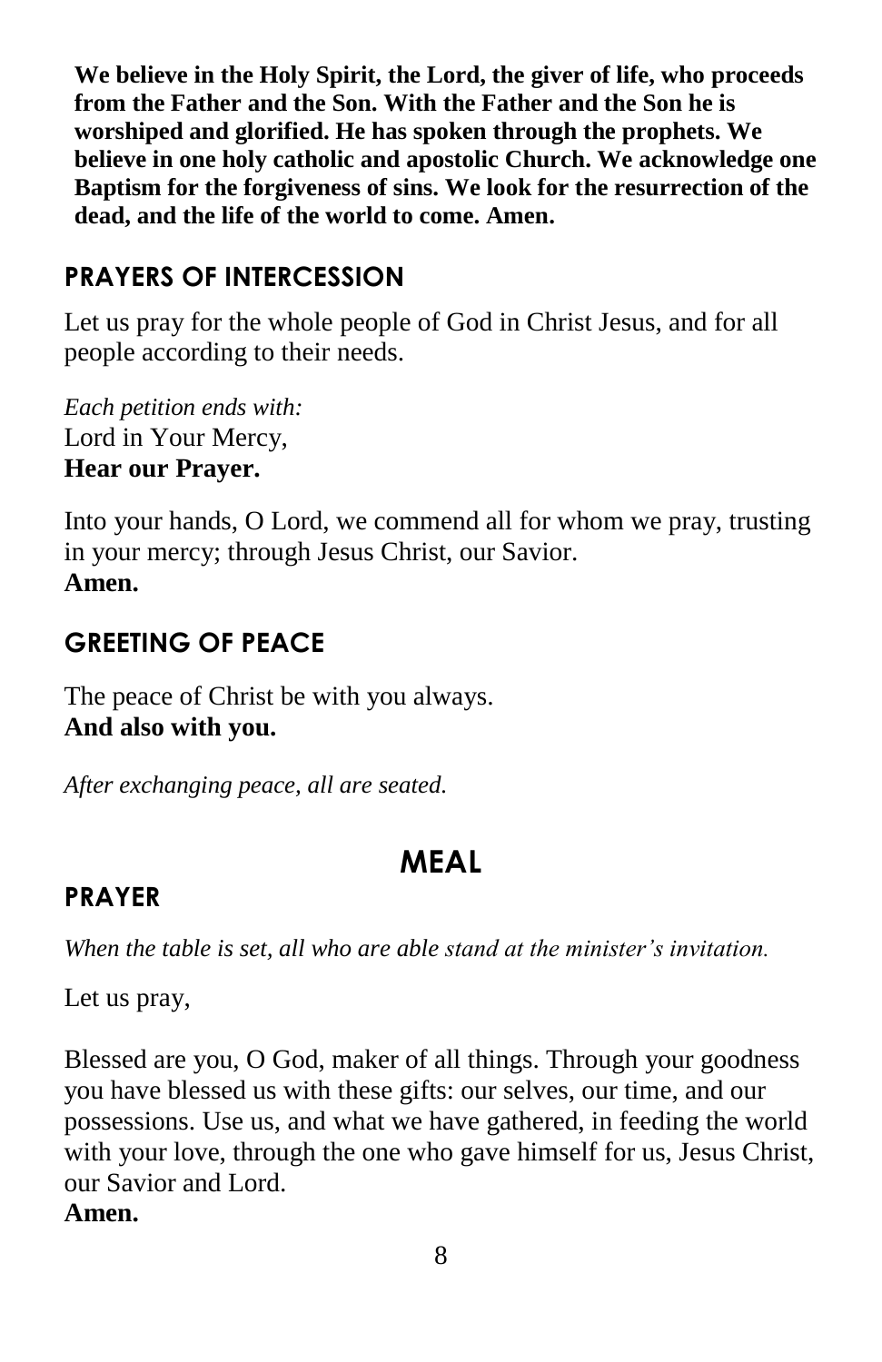**We believe in the Holy Spirit, the Lord, the giver of life, who proceeds from the Father and the Son. With the Father and the Son he is worshiped and glorified. He has spoken through the prophets. We believe in one holy catholic and apostolic Church. We acknowledge one Baptism for the forgiveness of sins. We look for the resurrection of the dead, and the life of the world to come. Amen.**

### PRAYERS OF INTERCESSION

Let us pray for the whole people of God in Christ Jesus, and for all people according to their needs.

*Each petition ends with:*
Lord in Your Mercy,
**Hear our Prayer.**

Into your hands, O Lord, we commend all for whom we pray, trusting in your mercy; through Jesus Christ, our Savior.
**Amen.**

### GREETING OF PEACE

The peace of Christ be with you always.
**And also with you.**

*After exchanging peace, all are seated.*

## MEAL

### PRAYER

*When the table is set, all who are able stand at the minister's invitation.*

Let us pray,

Blessed are you, O God, maker of all things. Through your goodness you have blessed us with these gifts: our selves, our time, and our possessions. Use us, and what we have gathered, in feeding the world with your love, through the one who gave himself for us, Jesus Christ, our Savior and Lord.
**Amen.**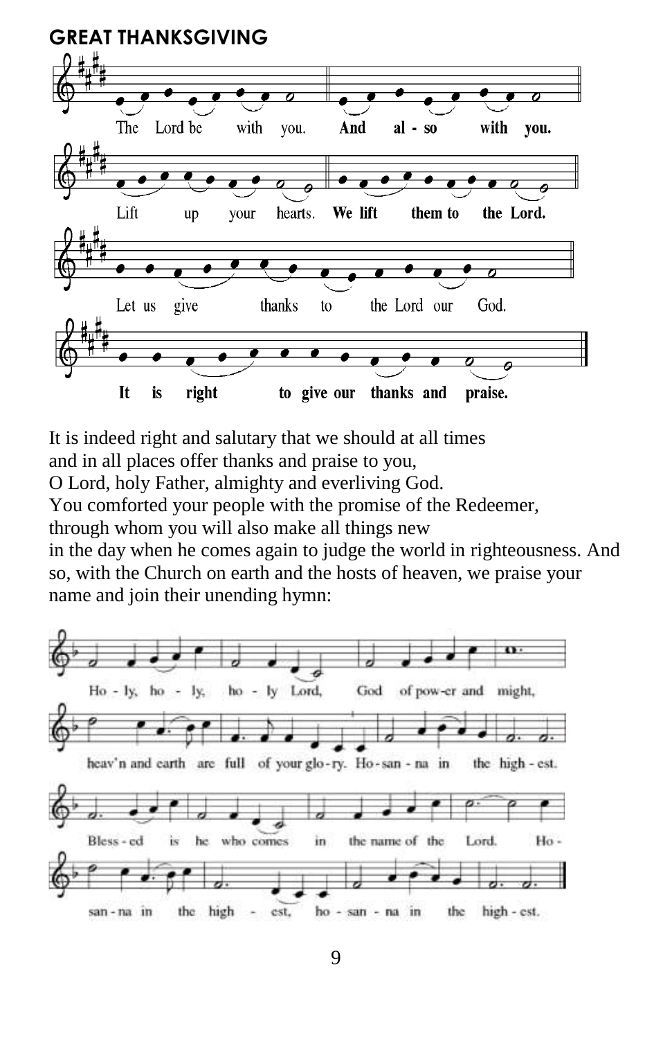## GREAT THANKSGIVING

The Lord be with you. **And also with you.**

Lift up your hearts. **We lift them to the Lord.**

Let us give thanks to the Lord our God.

**It is right to give our thanks and praise.**

It is indeed right and salutary that we should at all times
and in all places offer thanks and praise to you,
O Lord, holy Father, almighty and everliving God.
You comforted your people with the promise of the Redeemer,
through whom you will also make all things new
in the day when he comes again to judge the world in righteousness. And so, with the Church on earth and the hosts of heaven, we praise your name and join their unending hymn:

Ho - ly, ho - ly, ho - ly Lord, God of pow-er and might,
heav'n and earth are full of your glo-ry. Ho-san - na in the high - est.
Bless - ed is he who comes in the name of the Lord. Ho -
san - na in the high - est, ho - san - na in the high - est.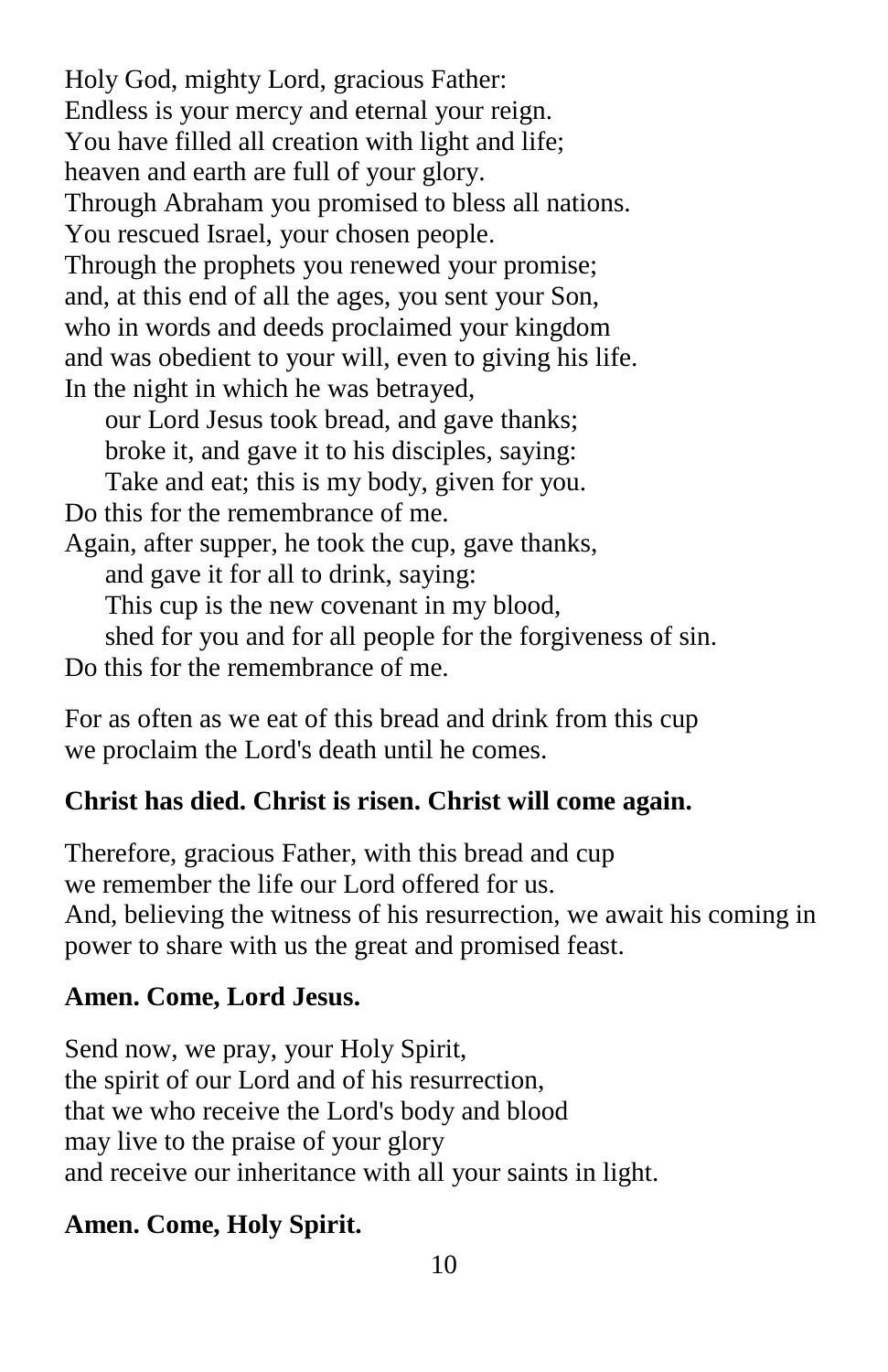Holy God, mighty Lord, gracious Father:
Endless is your mercy and eternal your reign.
You have filled all creation with light and life;
heaven and earth are full of your glory.
Through Abraham you promised to bless all nations.
You rescued Israel, your chosen people.
Through the prophets you renewed your promise;
and, at this end of all the ages, you sent your Son,
who in words and deeds proclaimed your kingdom
and was obedient to your will, even to giving his life.
In the night in which he was betrayed,
 our Lord Jesus took bread, and gave thanks;
 broke it, and gave it to his disciples, saying:
 Take and eat; this is my body, given for you.
Do this for the remembrance of me.
Again, after supper, he took the cup, gave thanks,
 and gave it for all to drink, saying:
 This cup is the new covenant in my blood,
 shed for you and for all people for the forgiveness of sin.
Do this for the remembrance of me.

For as often as we eat of this bread and drink from this cup
we proclaim the Lord's death until he comes.

**Christ has died. Christ is risen. Christ will come again.**

Therefore, gracious Father, with this bread and cup
we remember the life our Lord offered for us.
And, believing the witness of his resurrection, we await his coming in power to share with us the great and promised feast.

**Amen. Come, Lord Jesus.**

Send now, we pray, your Holy Spirit,
the spirit of our Lord and of his resurrection,
that we who receive the Lord's body and blood
may live to the praise of your glory
and receive our inheritance with all your saints in light.

**Amen. Come, Holy Spirit.**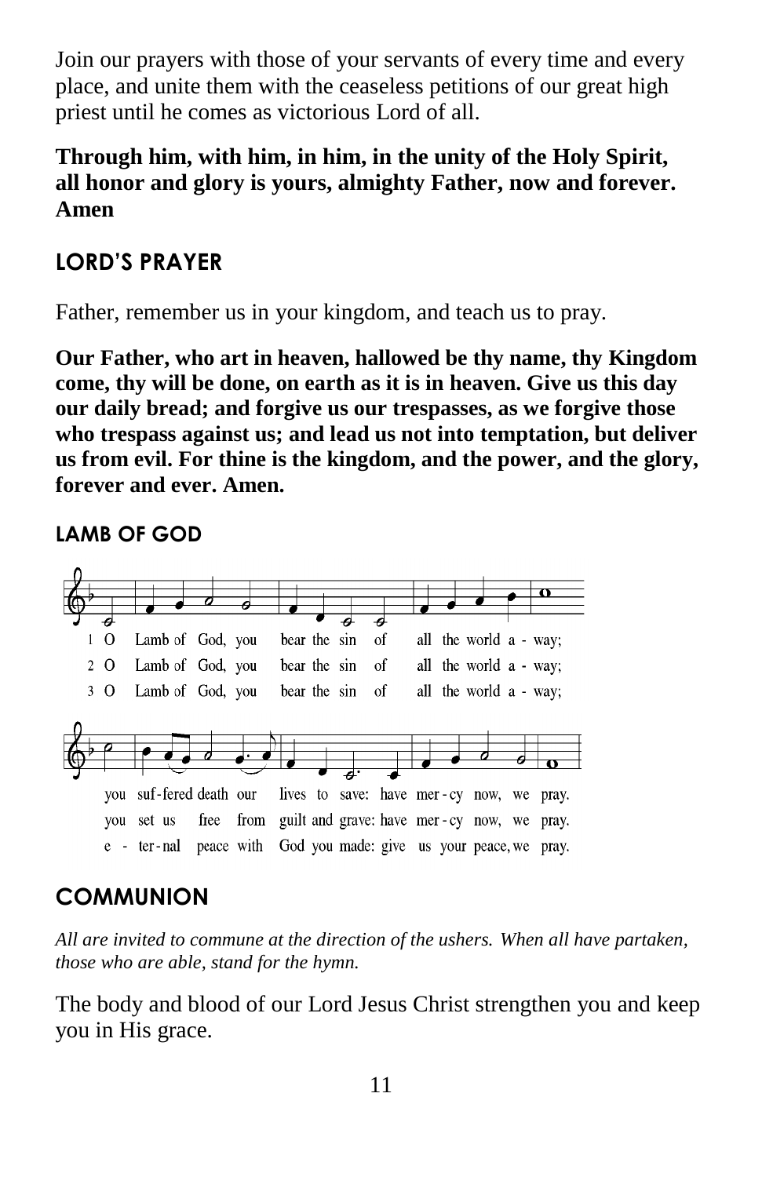Join our prayers with those of your servants of every time and every place, and unite them with the ceaseless petitions of our great high priest until he comes as victorious Lord of all.

**Through him, with him, in him, in the unity of the Holy Spirit, all honor and glory is yours, almighty Father, now and forever. Amen**

## LORD'S PRAYER

Father, remember us in your kingdom, and teach us to pray.

**Our Father, who art in heaven, hallowed be thy name, thy Kingdom come, thy will be done, on earth as it is in heaven. Give us this day our daily bread; and forgive us our trespasses, as we forgive those who trespass against us; and lead us not into temptation, but deliver us from evil. For thine is the kingdom, and the power, and the glory, forever and ever. Amen.**

## LAMB OF GOD

1 O Lamb of God, you bear the sin of all the world away; you suf-fered death our lives to save: have mer-cy now, we pray.

2 O Lamb of God, you bear the sin of all the world away; you set us free from guilt and grave: have mer-cy now, we pray.

3 O Lamb of God, you bear the sin of all the world away; e-ter-nal peace with God you made: give us your peace, we pray.

## COMMUNION

*All are invited to commune at the direction of the ushers. When all have partaken, those who are able, stand for the hymn.*

The body and blood of our Lord Jesus Christ strengthen you and keep you in His grace.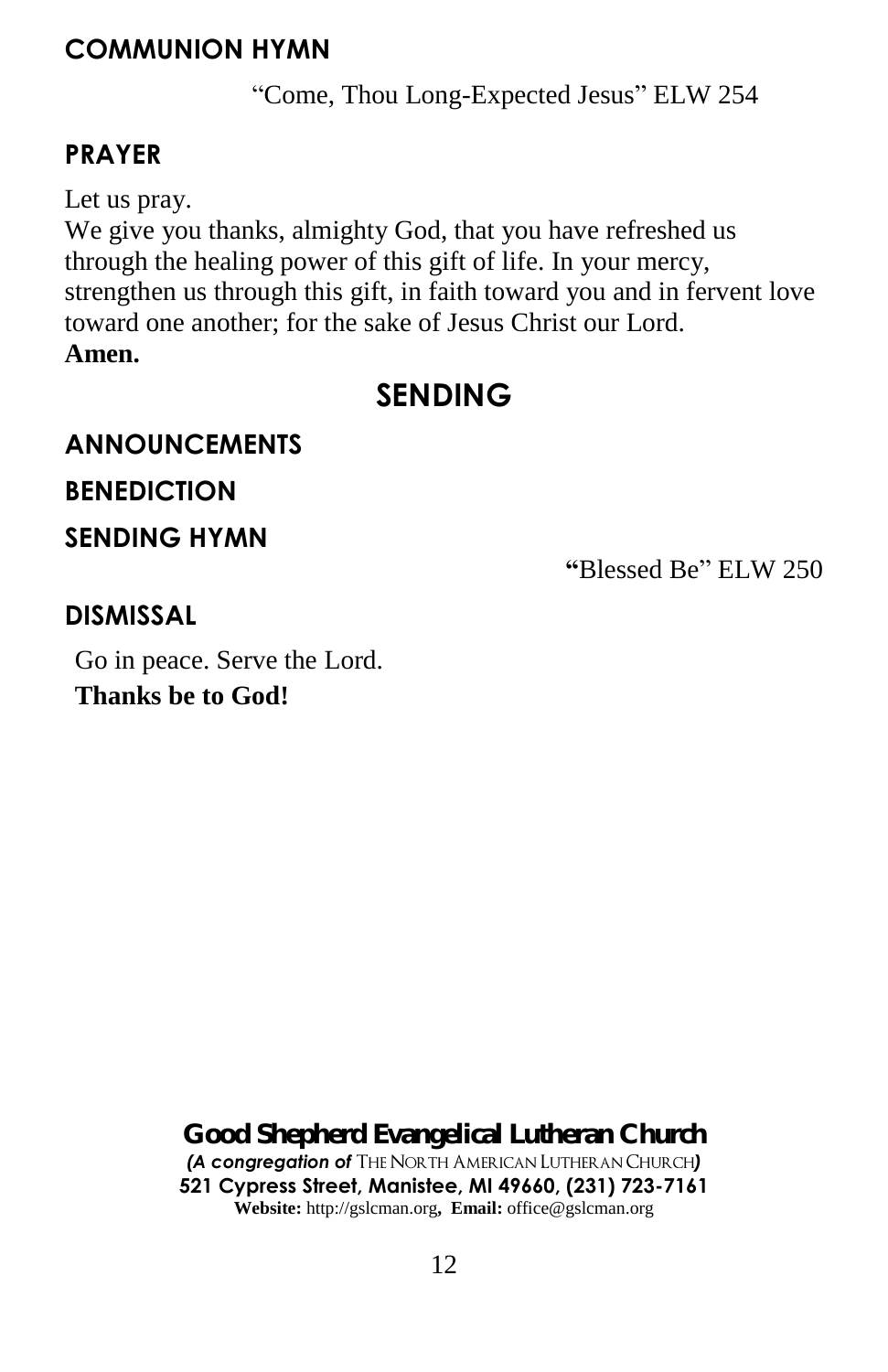### COMMUNION HYMN

"Come, Thou Long-Expected Jesus" ELW 254

### PRAYER

Let us pray.
We give you thanks, almighty God, that you have refreshed us through the healing power of this gift of life. In your mercy, strengthen us through this gift, in faith toward you and in fervent love toward one another; for the sake of Jesus Christ our Lord.
**Amen.**

## SENDING

### ANNOUNCEMENTS

### BENEDICTION

### SENDING HYMN

"Blessed Be" ELW 250

### DISMISSAL

Go in peace. Serve the Lord.
**Thanks be to God!**

**Good Shepherd Evangelical Lutheran Church**
***(A congregation of** The North American Lutheran Church**)***
**521 Cypress Street, Manistee, MI 49660, (231) 723-7161**
**Website:** http://gslcman.org**, Email:** office@gslcman.org